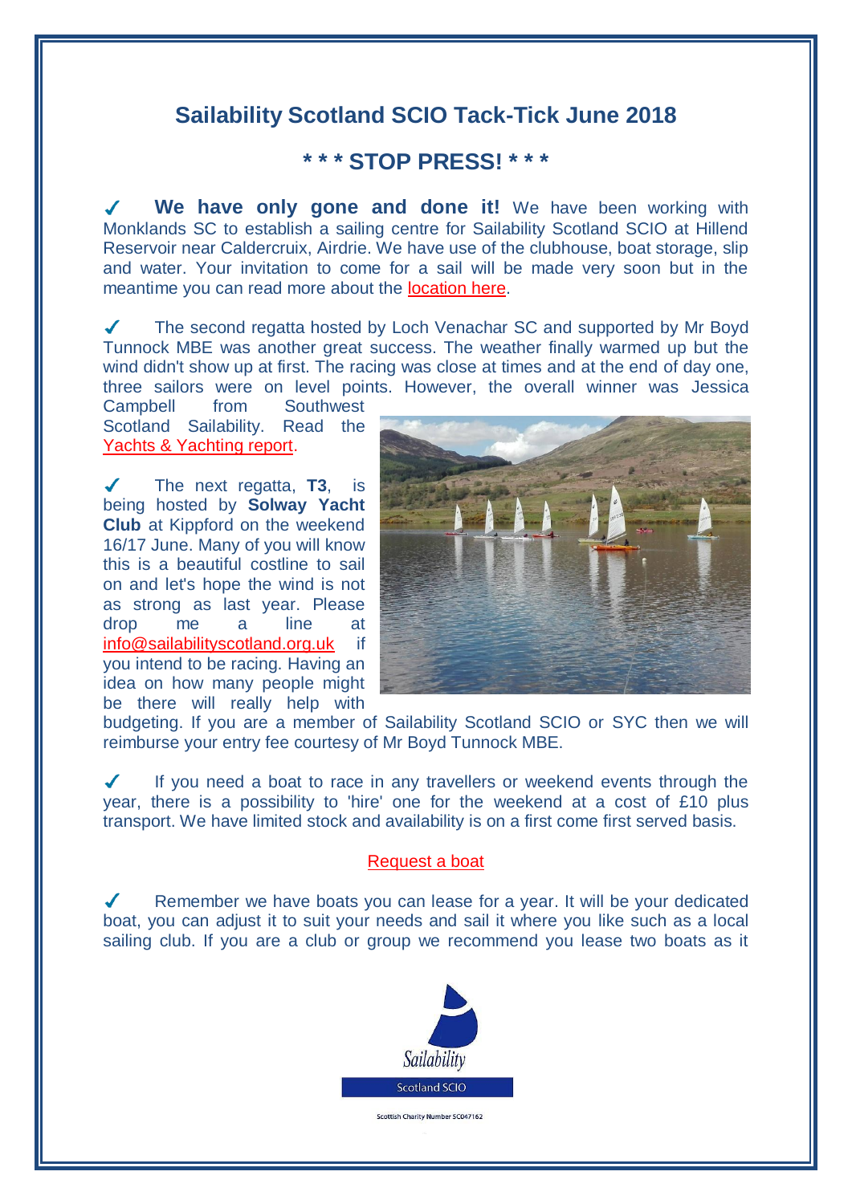## Sailability Scotland SCIO Tack-Tick June 2018

### * * * STOP PRESS! * * *

✓ **We have only gone and done it!** We have been working with Monklands SC to establish a sailing centre for Sailability Scotland SCIO at Hillend Reservoir near Caldercruix, Airdrie. We have use of the clubhouse, boat storage, slip and water. Your invitation to come for a sail will be made very soon but in the meantime you can read more about the location here.

✓ The second regatta hosted by Loch Venachar SC and supported by Mr Boyd Tunnock MBE was another great success. The weather finally warmed up but the wind didn't show up at first. The racing was close at times and at the end of day one, three sailors were on level points. However, the overall winner was Jessica Campbell from Southwest Scotland Sailability. Read the Yachts & Yachting report.

✓ The next regatta, **T3**, is being hosted by **Solway Yacht Club** at Kippford on the weekend 16/17 June. Many of you will know this is a beautiful costline to sail on and let's hope the wind is not as strong as last year. Please drop me a line at info@sailabilityscotland.org.uk if you intend to be racing. Having an idea on how many people might be there will really help with budgeting. If you are a member of Sailability Scotland SCIO or SYC then we will reimburse your entry fee courtesy of Mr Boyd Tunnock MBE.

✓ If you need a boat to race in any travellers or weekend events through the year, there is a possibility to 'hire' one for the weekend at a cost of £10 plus transport. We have limited stock and availability is on a first come first served basis.

Request a boat

✓ Remember we have boats you can lease for a year. It will be your dedicated boat, you can adjust it to suit your needs and sail it where you like such as a local sailing club. If you are a club or group we recommend you lease two boats as it

Sailability Scotland SCIO

Scottish Charity Number SC047162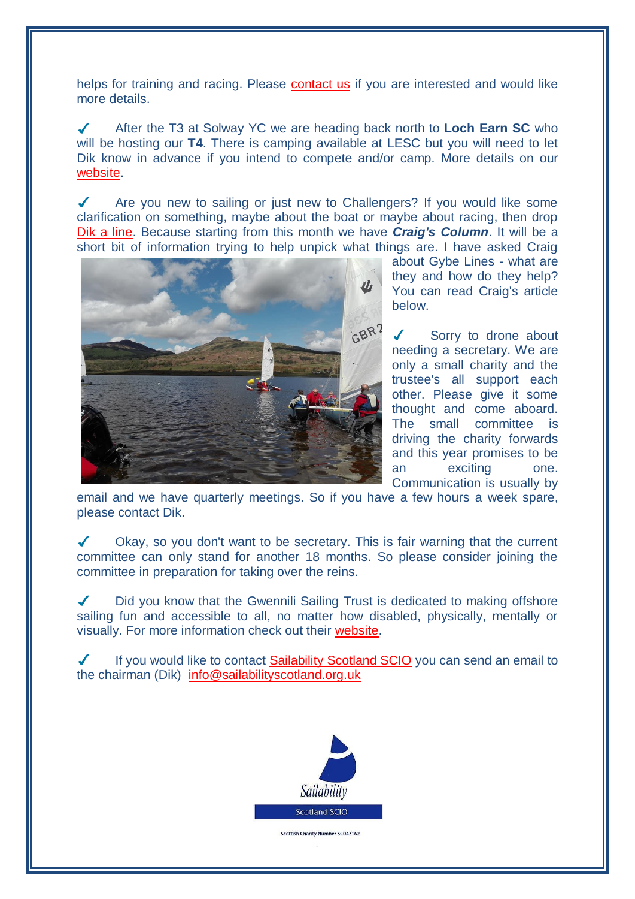helps for training and racing. Please contact us if you are interested and would like more details.

✓ After the T3 at Solway YC we are heading back north to **Loch Earn SC** who will be hosting our **T4**. There is camping available at LESC but you will need to let Dik know in advance if you intend to compete and/or camp. More details on our website.

✓ Are you new to sailing or just new to Challengers? If you would like some clarification on something, maybe about the boat or maybe about racing, then drop Dik a line. Because starting from this month we have ***Craig's Column***. It will be a short bit of information trying to help unpick what things are. I have asked Craig about Gybe Lines - what are they and how do they help? You can read Craig's article below.

✓ Sorry to drone about needing a secretary. We are only a small charity and the trustee's all support each other. Please give it some thought and come aboard. The small committee is driving the charity forwards and this year promises to be an exciting one. Communication is usually by email and we have quarterly meetings. So if you have a few hours a week spare, please contact Dik.

✓ Okay, so you don't want to be secretary. This is fair warning that the current committee can only stand for another 18 months. So please consider joining the committee in preparation for taking over the reins.

✓ Did you know that the Gwennili Sailing Trust is dedicated to making offshore sailing fun and accessible to all, no matter how disabled, physically, mentally or visually. For more information check out their website.

✓ If you would like to contact Sailability Scotland SCIO you can send an email to the chairman (Dik) info@sailabilityscotland.org.uk

Sailability Scotland SCIO

Scottish Charity Number SC047162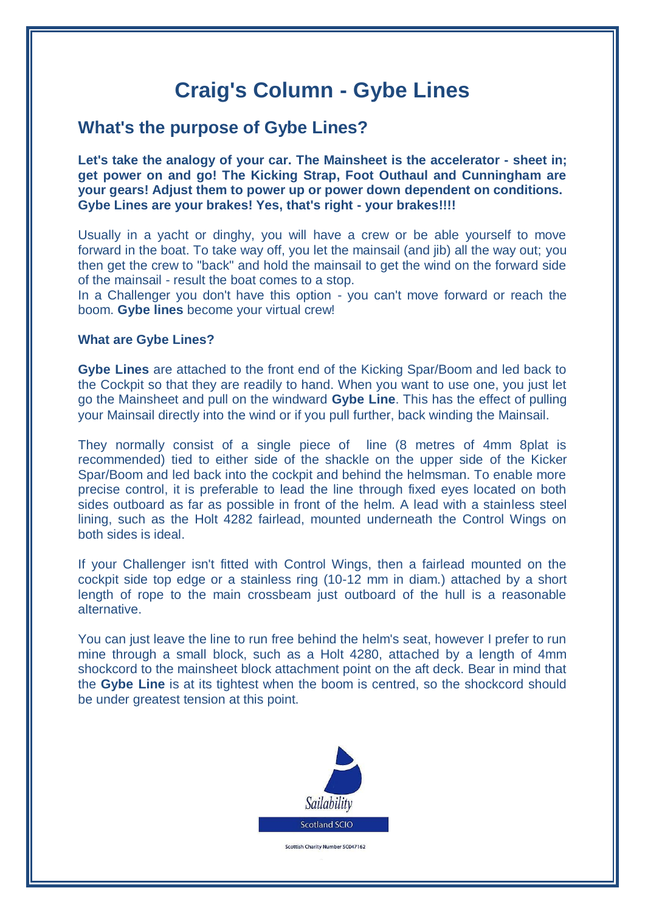# Craig's Column - Gybe Lines

## What's the purpose of Gybe Lines?

**Let's take the analogy of your car. The Mainsheet is the accelerator - sheet in; get power on and go! The Kicking Strap, Foot Outhaul and Cunningham are your gears! Adjust them to power up or power down dependent on conditions. Gybe Lines are your brakes! Yes, that's right - your brakes!!!!**

Usually in a yacht or dinghy, you will have a crew or be able yourself to move forward in the boat. To take way off, you let the mainsail (and jib) all the way out; you then get the crew to "back" and hold the mainsail to get the wind on the forward side of the mainsail - result the boat comes to a stop.

In a Challenger you don't have this option - you can't move forward or reach the boom. **Gybe lines** become your virtual crew!

### What are Gybe Lines?

**Gybe Lines** are attached to the front end of the Kicking Spar/Boom and led back to the Cockpit so that they are readily to hand. When you want to use one, you just let go the Mainsheet and pull on the windward **Gybe Line**. This has the effect of pulling your Mainsail directly into the wind or if you pull further, back winding the Mainsail.

They normally consist of a single piece of line (8 metres of 4mm 8plat is recommended) tied to either side of the shackle on the upper side of the Kicker Spar/Boom and led back into the cockpit and behind the helmsman. To enable more precise control, it is preferable to lead the line through fixed eyes located on both sides outboard as far as possible in front of the helm. A lead with a stainless steel lining, such as the Holt 4282 fairlead, mounted underneath the Control Wings on both sides is ideal.

If your Challenger isn't fitted with Control Wings, then a fairlead mounted on the cockpit side top edge or a stainless ring (10-12 mm in diam.) attached by a short length of rope to the main crossbeam just outboard of the hull is a reasonable alternative.

You can just leave the line to run free behind the helm's seat, however I prefer to run mine through a small block, such as a Holt 4280, attached by a length of 4mm shockcord to the mainsheet block attachment point on the aft deck. Bear in mind that the **Gybe Line** is at its tightest when the boom is centred, so the shockcord should be under greatest tension at this point.

Sailability

Scotland SCIO

Scottish Charity Number SC047162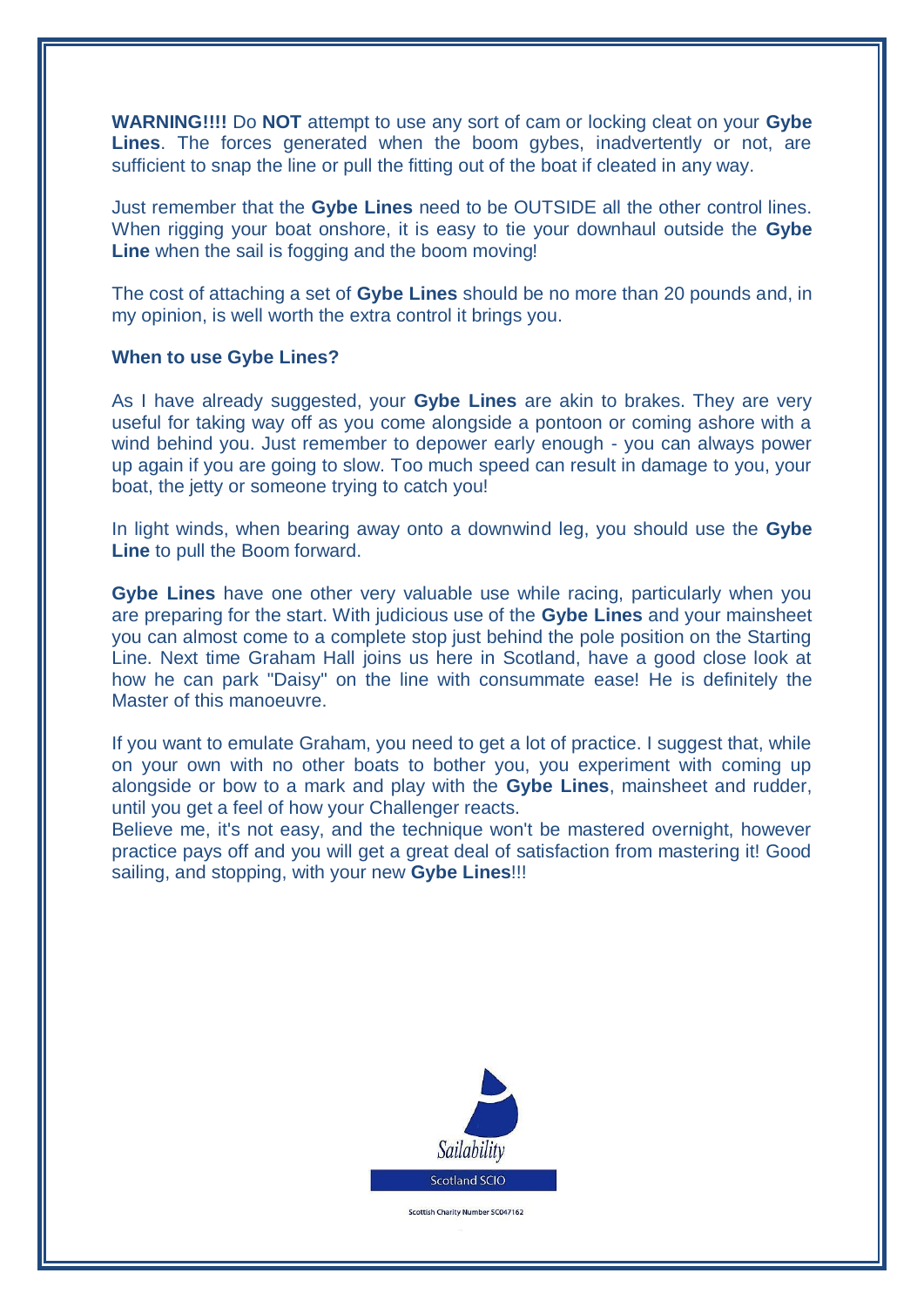**WARNING!!!!** Do **NOT** attempt to use any sort of cam or locking cleat on your **Gybe Lines**. The forces generated when the boom gybes, inadvertently or not, are sufficient to snap the line or pull the fitting out of the boat if cleated in any way.

Just remember that the **Gybe Lines** need to be OUTSIDE all the other control lines. When rigging your boat onshore, it is easy to tie your downhaul outside the **Gybe Line** when the sail is fogging and the boom moving!

The cost of attaching a set of **Gybe Lines** should be no more than 20 pounds and, in my opinion, is well worth the extra control it brings you.

**When to use Gybe Lines?**

As I have already suggested, your **Gybe Lines** are akin to brakes. They are very useful for taking way off as you come alongside a pontoon or coming ashore with a wind behind you. Just remember to depower early enough - you can always power up again if you are going to slow. Too much speed can result in damage to you, your boat, the jetty or someone trying to catch you!

In light winds, when bearing away onto a downwind leg, you should use the **Gybe Line** to pull the Boom forward.

**Gybe Lines** have one other very valuable use while racing, particularly when you are preparing for the start. With judicious use of the **Gybe Lines** and your mainsheet you can almost come to a complete stop just behind the pole position on the Starting Line. Next time Graham Hall joins us here in Scotland, have a good close look at how he can park "Daisy" on the line with consummate ease! He is definitely the Master of this manoeuvre.

If you want to emulate Graham, you need to get a lot of practice. I suggest that, while on your own with no other boats to bother you, you experiment with coming up alongside or bow to a mark and play with the **Gybe Lines**, mainsheet and rudder, until you get a feel of how your Challenger reacts.
Believe me, it's not easy, and the technique won't be mastered overnight, however practice pays off and you will get a great deal of satisfaction from mastering it! Good sailing, and stopping, with your new **Gybe Lines**!!!

Sailability

Scotland SCIO

Scottish Charity Number SC047162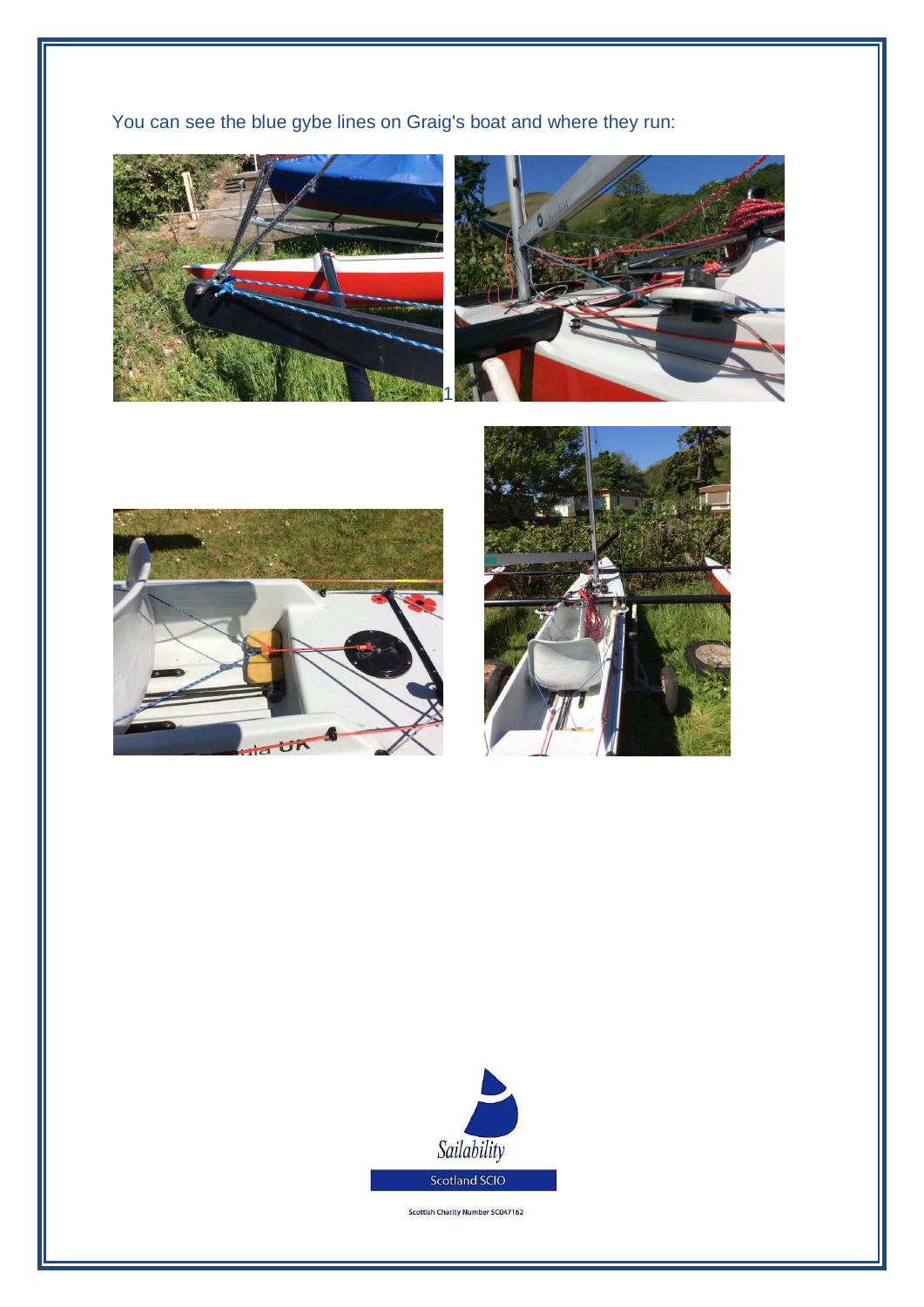You can see the blue gybe lines on Graig's boat and where they run:

1